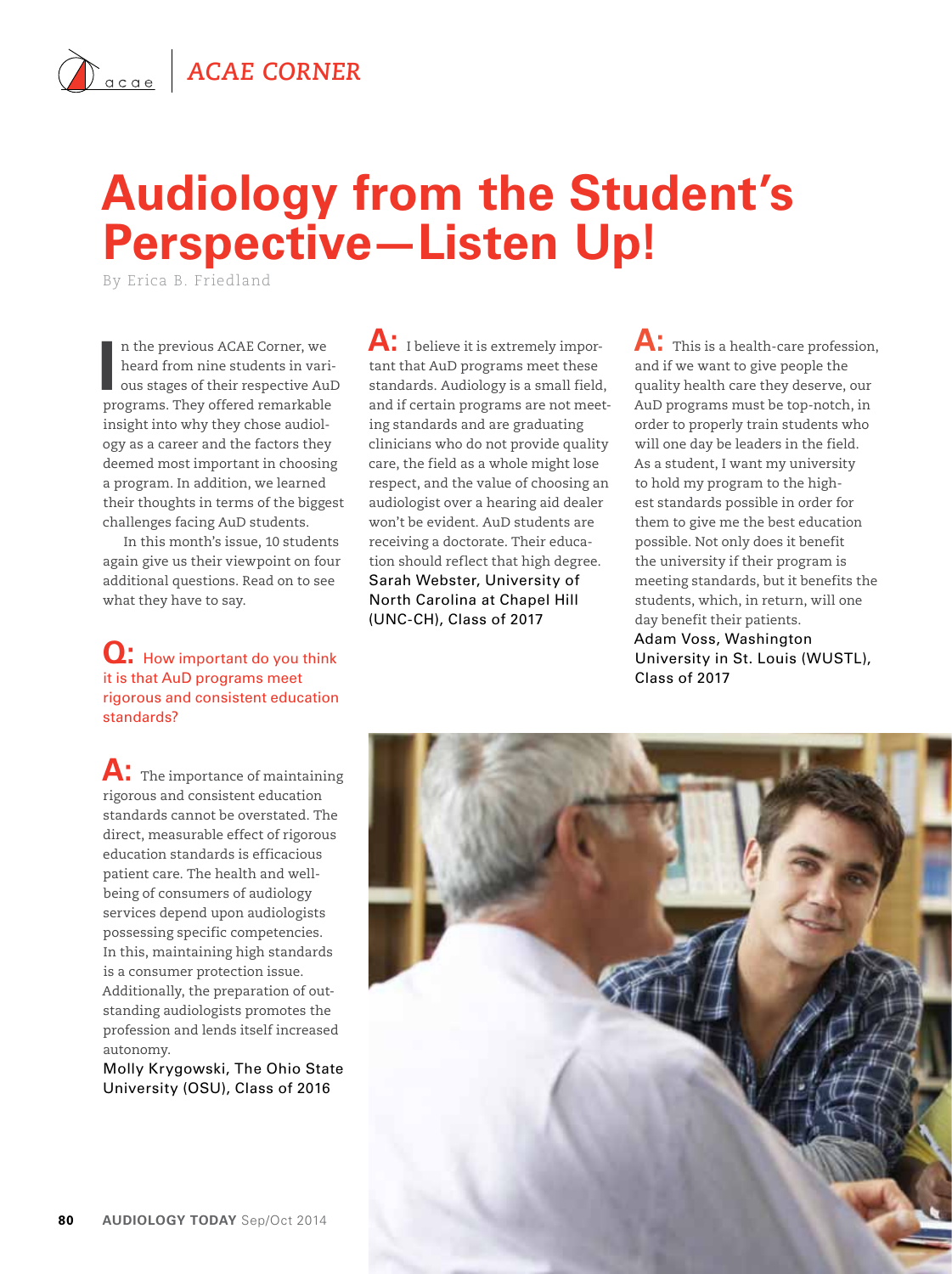ACAE CORNER

# Audiology from the Student's Perspective—Listen Up!

By Erica B. Friedland

In the previous ACAE Corner, we heard from nine students in various stages of their respective AuD programs. They offered remarkable insight into why they chose audiology as a career and the factors they deemed most important in choosing a program. In addition, we learned their thoughts in terms of the biggest challenges facing AuD students.

In this month's issue, 10 students again give us their viewpoint on four additional questions. Read on to see what they have to say.

**Q:** How important do you think it is that AuD programs meet rigorous and consistent education standards?

**A:** The importance of maintaining rigorous and consistent education standards cannot be overstated. The direct, measurable effect of rigorous education standards is efficacious patient care. The health and well-being of consumers of audiology services depend upon audiologists possessing specific competencies. In this, maintaining high standards is a consumer protection issue. Additionally, the preparation of outstanding audiologists promotes the profession and lends itself increased autonomy.
Molly Krygowski, The Ohio State University (OSU), Class of 2016

**A:** I believe it is extremely important that AuD programs meet these standards. Audiology is a small field, and if certain programs are not meeting standards and are graduating clinicians who do not provide quality care, the field as a whole might lose respect, and the value of choosing an audiologist over a hearing aid dealer won't be evident. AuD students are receiving a doctorate. Their education should reflect that high degree.
Sarah Webster, University of North Carolina at Chapel Hill (UNC-CH), Class of 2017

**A:** This is a health-care profession, and if we want to give people the quality health care they deserve, our AuD programs must be top-notch, in order to properly train students who will one day be leaders in the field. As a student, I want my university to hold my program to the highest standards possible in order for them to give me the best education possible. Not only does it benefit the university if their program is meeting standards, but it benefits the students, which, in return, will one day benefit their patients.
Adam Voss, Washington University in St. Louis (WUSTL), Class of 2017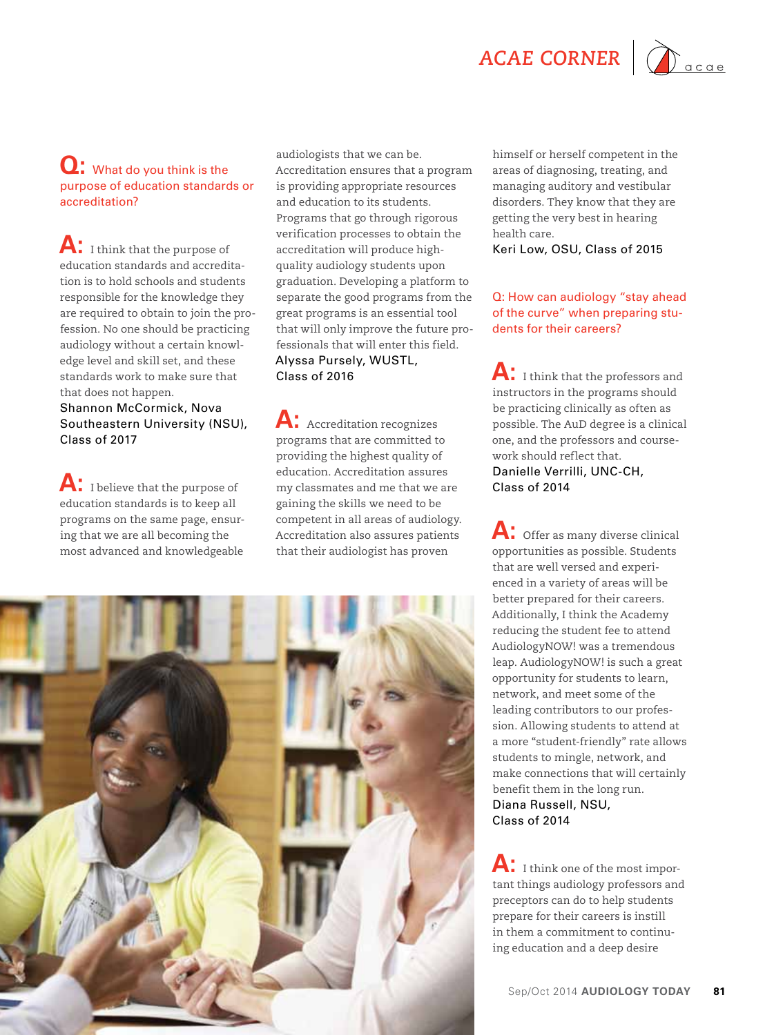**Q:** What do you think is the purpose of education standards or accreditation?

**A:** I think that the purpose of education standards and accreditation is to hold schools and students responsible for the knowledge they are required to obtain to join the profession. No one should be practicing audiology without a certain knowledge level and skill set, and these standards work to make sure that that does not happen.
Shannon McCormick, Nova Southeastern University (NSU), Class of 2017

**A:** I believe that the purpose of education standards is to keep all programs on the same page, ensuring that we are all becoming the most advanced and knowledgeable audiologists that we can be. Accreditation ensures that a program is providing appropriate resources and education to its students. Programs that go through rigorous verification processes to obtain the accreditation will produce high-quality audiology students upon graduation. Developing a platform to separate the good programs from the great programs is an essential tool that will only improve the future professionals that will enter this field.
Alyssa Pursely, WUSTL, Class of 2016

**A:** Accreditation recognizes programs that are committed to providing the highest quality of education. Accreditation assures my classmates and me that we are gaining the skills we need to be competent in all areas of audiology. Accreditation also assures patients that their audiologist has proven himself or herself competent in the areas of diagnosing, treating, and managing auditory and vestibular disorders. They know that they are getting the very best in hearing health care.
Keri Low, OSU, Class of 2015

**Q:** How can audiology "stay ahead of the curve" when preparing students for their careers?

**A:** I think that the professors and instructors in the programs should be practicing clinically as often as possible. The AuD degree is a clinical one, and the professors and coursework should reflect that.
Danielle Verrilli, UNC-CH, Class of 2014

**A:** Offer as many diverse clinical opportunities as possible. Students that are well versed and experienced in a variety of areas will be better prepared for their careers. Additionally, I think the Academy reducing the student fee to attend AudiologyNOW! was a tremendous leap. AudiologyNOW! is such a great opportunity for students to learn, network, and meet some of the leading contributors to our profession. Allowing students to attend at a more "student-friendly" rate allows students to mingle, network, and make connections that will certainly benefit them in the long run.
Diana Russell, NSU, Class of 2014

**A:** I think one of the most important things audiology professors and preceptors can do to help students prepare for their careers is instill in them a commitment to continuing education and a deep desire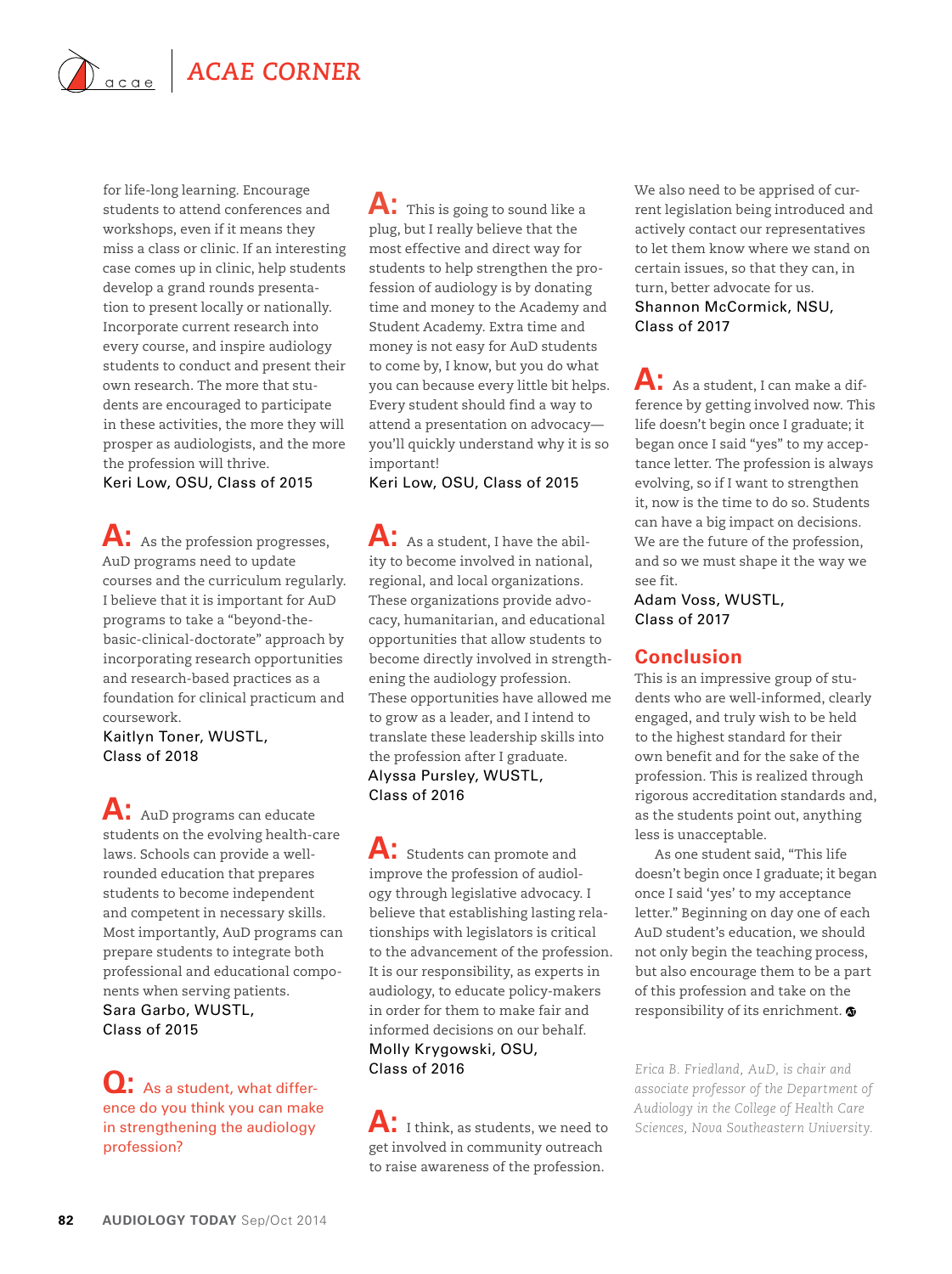for life-long learning. Encourage students to attend conferences and workshops, even if it means they miss a class or clinic. If an interesting case comes up in clinic, help students develop a grand rounds presentation to present locally or nationally. Incorporate current research into every course, and inspire audiology students to conduct and present their own research. The more that students are encouraged to participate in these activities, the more they will prosper as audiologists, and the more the profession will thrive.
Keri Low, OSU, Class of 2015

**A:** As the profession progresses, AuD programs need to update courses and the curriculum regularly. I believe that it is important for AuD programs to take a "beyond-the-basic-clinical-doctorate" approach by incorporating research opportunities and research-based practices as a foundation for clinical practicum and coursework.
Kaitlyn Toner, WUSTL, Class of 2018

**A:** AuD programs can educate students on the evolving health-care laws. Schools can provide a well-rounded education that prepares students to become independent and competent in necessary skills. Most importantly, AuD programs can prepare students to integrate both professional and educational components when serving patients.
Sara Garbo, WUSTL, Class of 2015

**Q:** As a student, what difference do you think you can make in strengthening the audiology profession?

**A:** This is going to sound like a plug, but I really believe that the most effective and direct way for students to help strengthen the profession of audiology is by donating time and money to the Academy and Student Academy. Extra time and money is not easy for AuD students to come by, I know, but you do what you can because every little bit helps. Every student should find a way to attend a presentation on advocacy—you'll quickly understand why it is so important!
Keri Low, OSU, Class of 2015

**A:** As a student, I have the ability to become involved in national, regional, and local organizations. These organizations provide advocacy, humanitarian, and educational opportunities that allow students to become directly involved in strengthening the audiology profession. These opportunities have allowed me to grow as a leader, and I intend to translate these leadership skills into the profession after I graduate.
Alyssa Pursley, WUSTL, Class of 2016

**A:** Students can promote and improve the profession of audiology through legislative advocacy. I believe that establishing lasting relationships with legislators is critical to the advancement of the profession. It is our responsibility, as experts in audiology, to educate policy-makers in order for them to make fair and informed decisions on our behalf.
Molly Krygowski, OSU, Class of 2016

**A:** I think, as students, we need to get involved in community outreach to raise awareness of the profession. We also need to be apprised of current legislation being introduced and actively contact our representatives to let them know where we stand on certain issues, so that they can, in turn, better advocate for us.
Shannon McCormick, NSU, Class of 2017

**A:** As a student, I can make a difference by getting involved now. This life doesn't begin once I graduate; it began once I said "yes" to my acceptance letter. The profession is always evolving, so if I want to strengthen it, now is the time to do so. Students can have a big impact on decisions. We are the future of the profession, and so we must shape it the way we see fit.
Adam Voss, WUSTL, Class of 2017

## Conclusion

This is an impressive group of students who are well-informed, clearly engaged, and truly wish to be held to the highest standard for their own benefit and for the sake of the profession. This is realized through rigorous accreditation standards and, as the students point out, anything less is unacceptable.

As one student said, "This life doesn't begin once I graduate; it began once I said 'yes' to my acceptance letter." Beginning on day one of each AuD student's education, we should not only begin the teaching process, but also encourage them to be a part of this profession and take on the responsibility of its enrichment.

*Erica B. Friedland, AuD, is chair and associate professor of the Department of Audiology in the College of Health Care Sciences, Nova Southeastern University.*